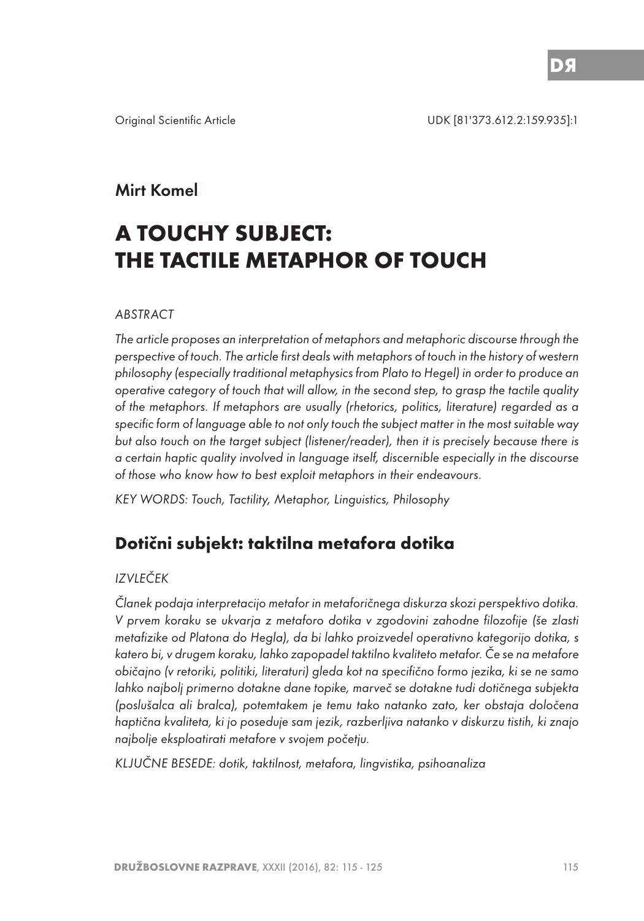Original Scientific Article

UDK [81'373.612.2:159.935]:1

## Mirt Komel

# A TOUCHY SUBJECT: THE TACTILE METAPHOR OF TOUCH

*ABSTRACT*

*The article proposes an interpretation of metaphors and metaphoric discourse through the perspective of touch. The article first deals with metaphors of touch in the history of western philosophy (especially traditional metaphysics from Plato to Hegel) in order to produce an operative category of touch that will allow, in the second step, to grasp the tactile quality of the metaphors. If metaphors are usually (rhetorics, politics, literature) regarded as a specific form of language able to not only touch the subject matter in the most suitable way but also touch on the target subject (listener/reader), then it is precisely because there is a certain haptic quality involved in language itself, discernible especially in the discourse of those who know how to best exploit metaphors in their endeavours.*

*KEY WORDS: Touch, Tactility, Metaphor, Linguistics, Philosophy*

## Dotični subjekt: taktilna metafora dotika

*IZVLEČEK*

*Članek podaja interpretacijo metafor in metaforičnega diskurza skozi perspektivo dotika. V prvem koraku se ukvarja z metaforo dotika v zgodovini zahodne filozofije (še zlasti metafizike od Platona do Hegla), da bi lahko proizvedel operativno kategorijo dotika, s katero bi, v drugem koraku, lahko zapopadel taktilno kvaliteto metafor. Če se na metafore običajno (v retoriki, politiki, literaturi) gleda kot na specifično formo jezika, ki se ne samo lahko najbolj primerno dotakne dane topike, marveč se dotakne tudi dotičnega subjekta (poslušalca ali bralca), potemtakem je temu tako natanko zato, ker obstaja določena haptična kvaliteta, ki jo poseduje sam jezik, razberljiva natanko v diskurzu tistih, ki znajo najbolje eksploatirati metafore v svojem početju.*

*KLJUČNE BESEDE: dotik, taktilnost, metafora, lingvistika, psihoanaliza*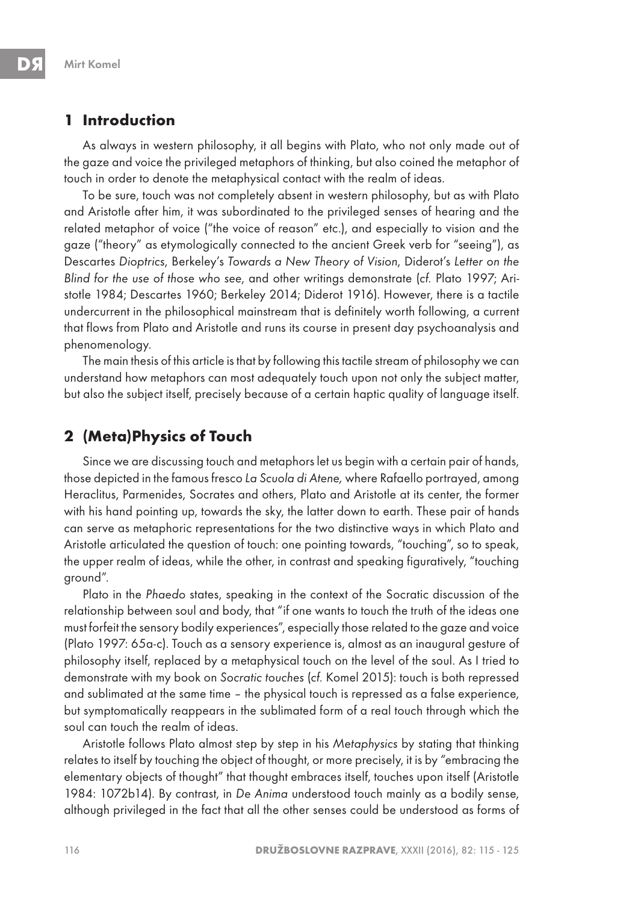## 1 Introduction

As always in western philosophy, it all begins with Plato, who not only made out of the gaze and voice the privileged metaphors of thinking, but also coined the metaphor of touch in order to denote the metaphysical contact with the realm of ideas.

To be sure, touch was not completely absent in western philosophy, but as with Plato and Aristotle after him, it was subordinated to the privileged senses of hearing and the related metaphor of voice ("the voice of reason" etc.), and especially to vision and the gaze ("theory" as etymologically connected to the ancient Greek verb for "seeing"), as Descartes *Dioptrics*, Berkeley's *Towards a New Theory of Vision*, Diderot's *Letter on the Blind for the use of those who see*, and other writings demonstrate (*cf.* Plato 1997; Aristotle 1984; Descartes 1960; Berkeley 2014; Diderot 1916). However, there is a tactile undercurrent in the philosophical mainstream that is definitely worth following, a current that flows from Plato and Aristotle and runs its course in present day psychoanalysis and phenomenology.

The main thesis of this article is that by following this tactile stream of philosophy we can understand how metaphors can most adequately touch upon not only the subject matter, but also the subject itself, precisely because of a certain haptic quality of language itself.

## 2 (Meta)Physics of Touch

Since we are discussing touch and metaphors let us begin with a certain pair of hands, those depicted in the famous fresco *La Scuola di Atene,* where Rafaello portrayed, among Heraclitus, Parmenides, Socrates and others, Plato and Aristotle at its center, the former with his hand pointing up, towards the sky, the latter down to earth. These pair of hands can serve as metaphoric representations for the two distinctive ways in which Plato and Aristotle articulated the question of touch: one pointing towards, "touching", so to speak, the upper realm of ideas, while the other, in contrast and speaking figuratively, "touching ground".

Plato in the *Phaedo* states, speaking in the context of the Socratic discussion of the relationship between soul and body, that "if one wants to touch the truth of the ideas one must forfeit the sensory bodily experiences", especially those related to the gaze and voice (Plato 1997: 65a-c). Touch as a sensory experience is, almost as an inaugural gesture of philosophy itself, replaced by a metaphysical touch on the level of the soul. As I tried to demonstrate with my book on *Socratic touches* (*cf.* Komel 2015): touch is both repressed and sublimated at the same time – the physical touch is repressed as a false experience, but symptomatically reappears in the sublimated form of a real touch through which the soul can touch the realm of ideas.

Aristotle follows Plato almost step by step in his *Metaphysics* by stating that thinking relates to itself by touching the object of thought, or more precisely, it is by "embracing the elementary objects of thought" that thought embraces itself, touches upon itself (Aristotle 1984: 1072b14). By contrast, in *De Anima* understood touch mainly as a bodily sense, although privileged in the fact that all the other senses could be understood as forms of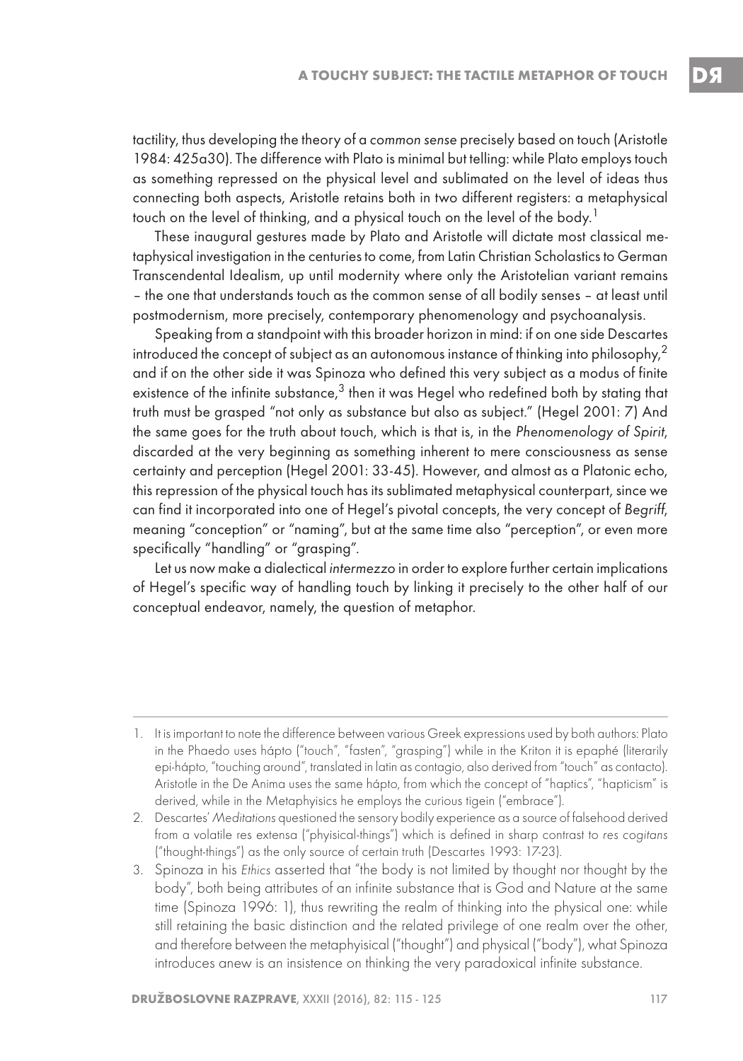tactility, thus developing the theory of a *common sense* precisely based on touch (Aristotle 1984: 425a30). The difference with Plato is minimal but telling: while Plato employs touch as something repressed on the physical level and sublimated on the level of ideas thus connecting both aspects, Aristotle retains both in two different registers: a metaphysical touch on the level of thinking, and a physical touch on the level of the body.[1]

These inaugural gestures made by Plato and Aristotle will dictate most classical metaphysical investigation in the centuries to come, from Latin Christian Scholastics to German Transcendental Idealism, up until modernity where only the Aristotelian variant remains – the one that understands touch as the common sense of all bodily senses – at least until postmodernism, more precisely, contemporary phenomenology and psychoanalysis.

Speaking from a standpoint with this broader horizon in mind: if on one side Descartes introduced the concept of subject as an autonomous instance of thinking into philosophy,[2] and if on the other side it was Spinoza who defined this very subject as a modus of finite existence of the infinite substance,[3] then it was Hegel who redefined both by stating that truth must be grasped "not only as substance but also as subject." (Hegel 2001: 7) And the same goes for the truth about touch, which is that is, in the *Phenomenology of Spirit*, discarded at the very beginning as something inherent to mere consciousness as sense certainty and perception (Hegel 2001: 33-45). However, and almost as a Platonic echo, this repression of the physical touch has its sublimated metaphysical counterpart, since we can find it incorporated into one of Hegel's pivotal concepts, the very concept of *Begriff*, meaning "conception" or "naming", but at the same time also "perception", or even more specifically "handling" or "grasping".

Let us now make a dialectical *intermezzo* in order to explore further certain implications of Hegel's specific way of handling touch by linking it precisely to the other half of our conceptual endeavor, namely, the question of metaphor.

---

1. It is important to note the difference between various Greek expressions used by both authors: Plato in the Phaedo uses hápto ("touch", "fasten", "grasping") while in the Kriton it is epaphé (literarily epi-hápto, "touching around", translated in latin as contagio, also derived from "touch" as contacto). Aristotle in the De Anima uses the same hápto, from which the concept of "haptics", "hapticism" is derived, while in the Metaphyisics he employs the curious tigein ("embrace").
2. Descartes' *Meditations* questioned the sensory bodily experience as a source of falsehood derived from a volatile res extensa ("phyisical-things") which is defined in sharp contrast to *res cogitans* ("thought-things") as the only source of certain truth (Descartes 1993: 17-23).
3. Spinoza in his *Ethics* asserted that "the body is not limited by thought nor thought by the body", both being attributes of an infinite substance that is God and Nature at the same time (Spinoza 1996: 1), thus rewriting the realm of thinking into the physical one: while still retaining the basic distinction and the related privilege of one realm over the other, and therefore between the metaphyisical ("thought") and physical ("body"), what Spinoza introduces anew is an insistence on thinking the very paradoxical infinite substance.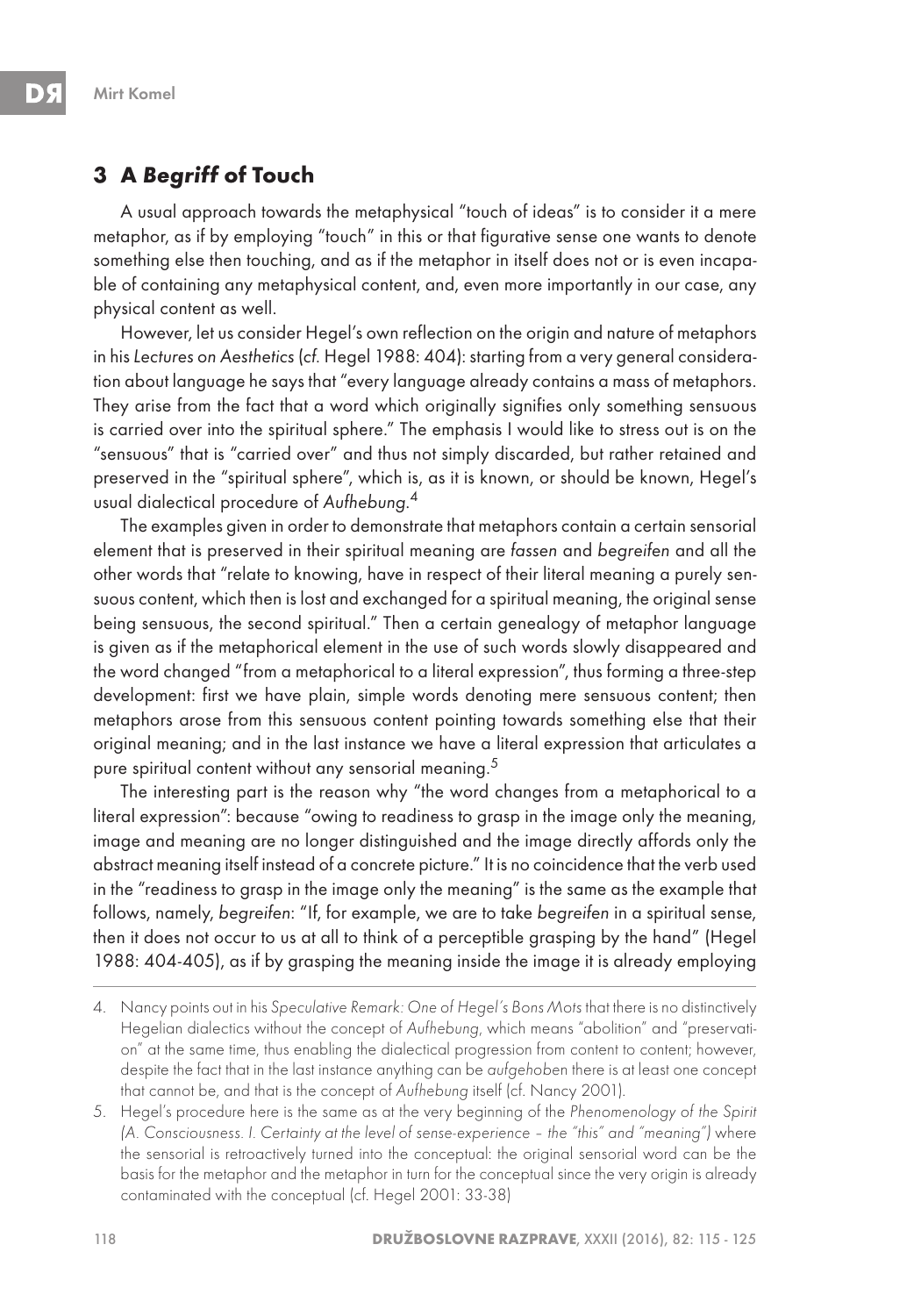## 3 A *Begriff* of Touch

A usual approach towards the metaphysical "touch of ideas" is to consider it a mere metaphor, as if by employing "touch" in this or that figurative sense one wants to denote something else then touching, and as if the metaphor in itself does not or is even incapable of containing any metaphysical content, and, even more importantly in our case, any physical content as well.

However, let us consider Hegel's own reflection on the origin and nature of metaphors in his *Lectures on Aesthetics* (cf. Hegel 1988: 404): starting from a very general consideration about language he says that "every language already contains a mass of metaphors. They arise from the fact that a word which originally signifies only something sensuous is carried over into the spiritual sphere." The emphasis I would like to stress out is on the "sensuous" that is "carried over" and thus not simply discarded, but rather retained and preserved in the "spiritual sphere", which is, as it is known, or should be known, Hegel's usual dialectical procedure of *Aufhebung*.[4]

The examples given in order to demonstrate that metaphors contain a certain sensorial element that is preserved in their spiritual meaning are *fassen* and *begreifen* and all the other words that "relate to knowing, have in respect of their literal meaning a purely sensuous content, which then is lost and exchanged for a spiritual meaning, the original sense being sensuous, the second spiritual." Then a certain genealogy of metaphor language is given as if the metaphorical element in the use of such words slowly disappeared and the word changed "from a metaphorical to a literal expression", thus forming a three-step development: first we have plain, simple words denoting mere sensuous content; then metaphors arose from this sensuous content pointing towards something else that their original meaning; and in the last instance we have a literal expression that articulates a pure spiritual content without any sensorial meaning.[5]

The interesting part is the reason why "the word changes from a metaphorical to a literal expression": because "owing to readiness to grasp in the image only the meaning, image and meaning are no longer distinguished and the image directly affords only the abstract meaning itself instead of a concrete picture." It is no coincidence that the verb used in the "readiness to grasp in the image only the meaning" is the same as the example that follows, namely, *begreifen*: "If, for example, we are to take *begreifen* in a spiritual sense, then it does not occur to us at all to think of a perceptible grasping by the hand" (Hegel 1988: 404-405), as if by grasping the meaning inside the image it is already employing

---

4. Nancy points out in his *Speculative Remark: One of Hegel's Bons Mots* that there is no distinctively Hegelian dialectics without the concept of *Aufhebung*, which means "abolition" and "preservation" at the same time, thus enabling the dialectical progression from content to content; however, despite the fact that in the last instance anything can be *aufgehoben* there is at least one concept that cannot be, and that is the concept of *Aufhebung* itself (cf. Nancy 2001).

5. Hegel's procedure here is the same as at the very beginning of the *Phenomenology of the Spirit (A. Consciousness. I. Certainty at the level of sense-experience – the "this" and "meaning")* where the sensorial is retroactively turned into the conceptual: the original sensorial word can be the basis for the metaphor and the metaphor in turn for the conceptual since the very origin is already contaminated with the conceptual (cf. Hegel 2001: 33-38)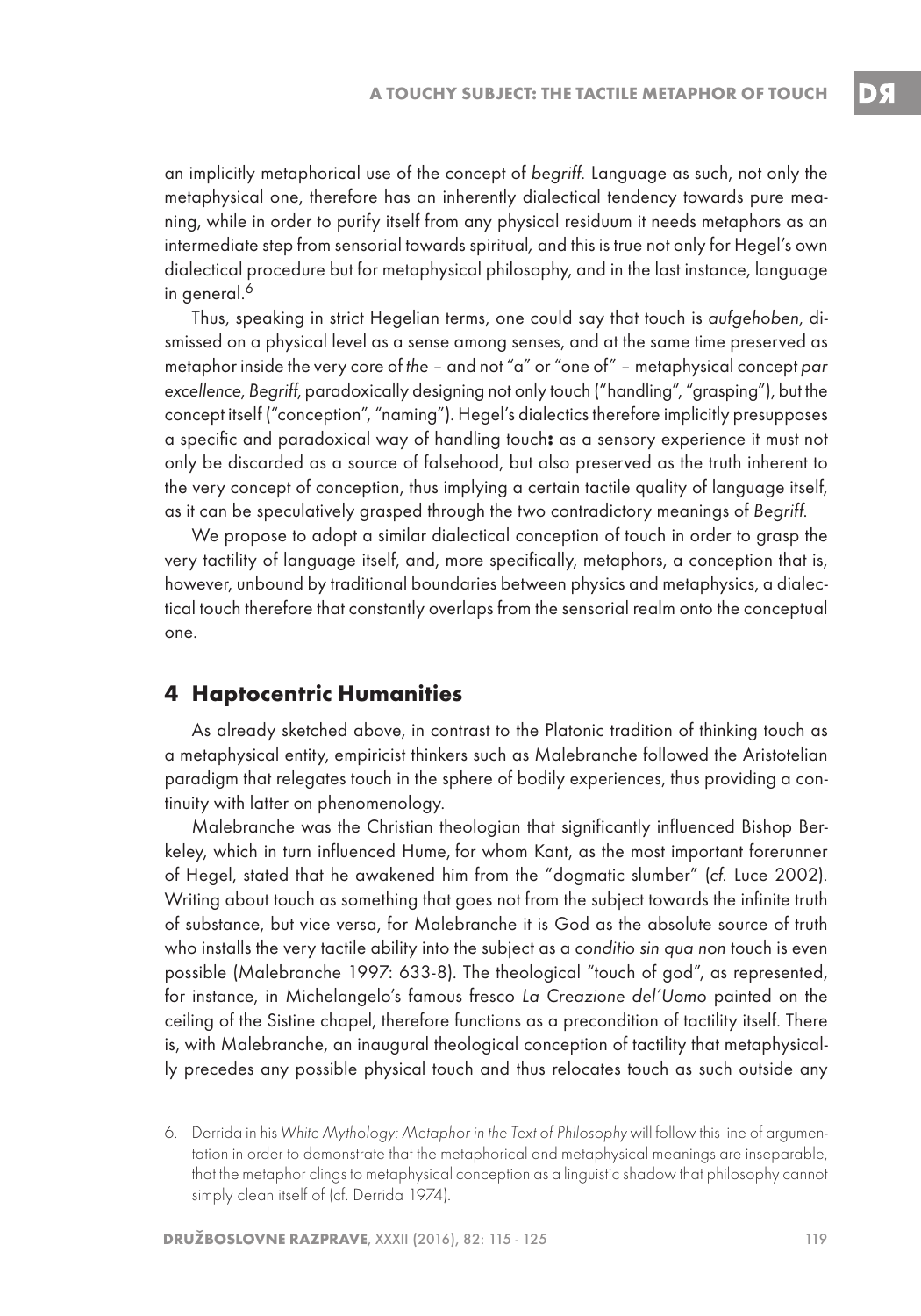an implicitly metaphorical use of the concept of *begriff*. Language as such, not only the metaphysical one, therefore has an inherently dialectical tendency towards pure meaning, while in order to purify itself from any physical residuum it needs metaphors as an intermediate step from sensorial towards spiritual, and this is true not only for Hegel's own dialectical procedure but for metaphysical philosophy, and in the last instance, language in general.[6]

Thus, speaking in strict Hegelian terms, one could say that touch is *aufgehoben*, dismissed on a physical level as a sense among senses, and at the same time preserved as metaphor inside the very core of *the* – and not "a" or "one of" – metaphysical concept *par excellence*, *Begriff*, paradoxically designing not only touch ("handling", "grasping"), but the concept itself ("conception", "naming"). Hegel's dialectics therefore implicitly presupposes a specific and paradoxical way of handling touch**:** as a sensory experience it must not only be discarded as a source of falsehood, but also preserved as the truth inherent to the very concept of conception, thus implying a certain tactile quality of language itself, as it can be speculatively grasped through the two contradictory meanings of *Begriff*.

We propose to adopt a similar dialectical conception of touch in order to grasp the very tactility of language itself, and, more specifically, metaphors, a conception that is, however, unbound by traditional boundaries between physics and metaphysics, a dialectical touch therefore that constantly overlaps from the sensorial realm onto the conceptual one.

## 4 Haptocentric Humanities

As already sketched above, in contrast to the Platonic tradition of thinking touch as a metaphysical entity, empiricist thinkers such as Malebranche followed the Aristotelian paradigm that relegates touch in the sphere of bodily experiences, thus providing a continuity with latter on phenomenology.

Malebranche was the Christian theologian that significantly influenced Bishop Berkeley, which in turn influenced Hume, for whom Kant, as the most important forerunner of Hegel, stated that he awakened him from the "dogmatic slumber" (*cf.* Luce 2002). Writing about touch as something that goes not from the subject towards the infinite truth of substance, but vice versa, for Malebranche it is God as the absolute source of truth who installs the very tactile ability into the subject as a *conditio sin qua non* touch is even possible (Malebranche 1997: 633-8). The theological "touch of god", as represented, for instance, in Michelangelo's famous fresco *La Creazione del'Uomo* painted on the ceiling of the Sistine chapel, therefore functions as a precondition of tactility itself. There is, with Malebranche, an inaugural theological conception of tactility that metaphysically precedes any possible physical touch and thus relocates touch as such outside any

6. Derrida in his *White Mythology: Metaphor in the Text of Philosophy* will follow this line of argumentation in order to demonstrate that the metaphorical and metaphysical meanings are inseparable, that the metaphor clings to metaphysical conception as a linguistic shadow that philosophy cannot simply clean itself of (cf. Derrida 1974).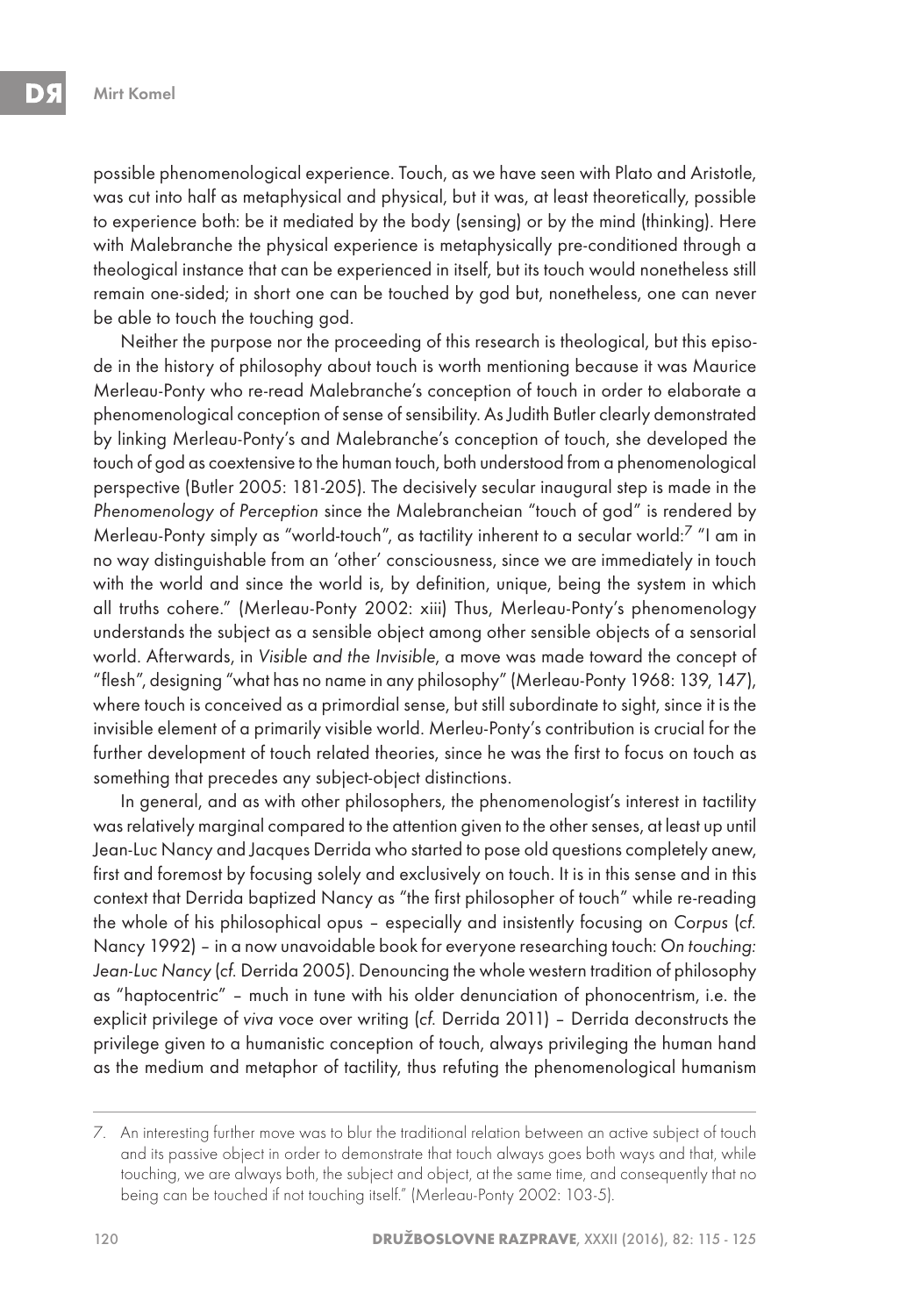possible phenomenological experience. Touch, as we have seen with Plato and Aristotle, was cut into half as metaphysical and physical, but it was, at least theoretically, possible to experience both: be it mediated by the body (sensing) or by the mind (thinking). Here with Malebranche the physical experience is metaphysically pre-conditioned through a theological instance that can be experienced in itself, but its touch would nonetheless still remain one-sided; in short one can be touched by god but, nonetheless, one can never be able to touch the touching god.

Neither the purpose nor the proceeding of this research is theological, but this episode in the history of philosophy about touch is worth mentioning because it was Maurice Merleau-Ponty who re-read Malebranche's conception of touch in order to elaborate a phenomenological conception of sense of sensibility. As Judith Butler clearly demonstrated by linking Merleau-Ponty's and Malebranche's conception of touch, she developed the touch of god as coextensive to the human touch, both understood from a phenomenological perspective (Butler 2005: 181-205). The decisively secular inaugural step is made in the *Phenomenology of Perception* since the Malebrancheian "touch of god" is rendered by Merleau-Ponty simply as "world-touch", as tactility inherent to a secular world:[7] "I am in no way distinguishable from an 'other' consciousness, since we are immediately in touch with the world and since the world is, by definition, unique, being the system in which all truths cohere." (Merleau-Ponty 2002: xiii) Thus, Merleau-Ponty's phenomenology understands the subject as a sensible object among other sensible objects of a sensorial world. Afterwards, in *Visible and the Invisible*, a move was made toward the concept of "flesh", designing "what has no name in any philosophy" (Merleau-Ponty 1968: 139, 147), where touch is conceived as a primordial sense, but still subordinate to sight, since it is the invisible element of a primarily visible world. Merleu-Ponty's contribution is crucial for the further development of touch related theories, since he was the first to focus on touch as something that precedes any subject-object distinctions.

In general, and as with other philosophers, the phenomenologist's interest in tactility was relatively marginal compared to the attention given to the other senses, at least up until Jean-Luc Nancy and Jacques Derrida who started to pose old questions completely anew, first and foremost by focusing solely and exclusively on touch. It is in this sense and in this context that Derrida baptized Nancy as "the first philosopher of touch" while re-reading the whole of his philosophical opus – especially and insistently focusing on *Corpus* (*cf.* Nancy 1992) – in a now unavoidable book for everyone researching touch: *On touching: Jean-Luc Nancy* (*cf.* Derrida 2005). Denouncing the whole western tradition of philosophy as "haptocentric" – much in tune with his older denunciation of phonocentrism, i.e. the explicit privilege of *viva voce* over writing (*cf.* Derrida 2011) – Derrida deconstructs the privilege given to a humanistic conception of touch, always privileging the human hand as the medium and metaphor of tactility, thus refuting the phenomenological humanism

---

7. An interesting further move was to blur the traditional relation between an active subject of touch and its passive object in order to demonstrate that touch always goes both ways and that, while touching, we are always both, the subject and object, at the same time, and consequently that no being can be touched if not touching itself." (Merleau-Ponty 2002: 103-5).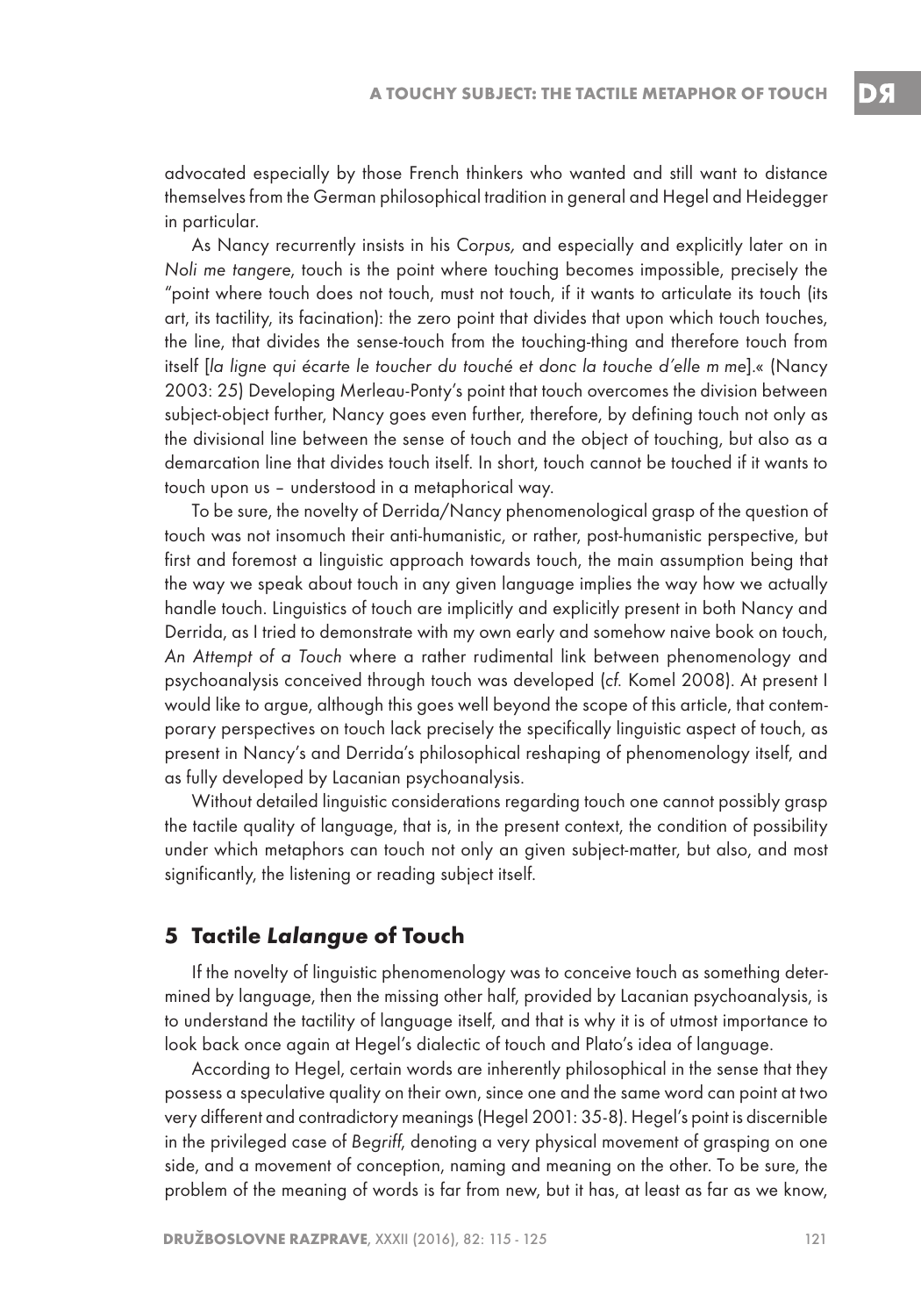advocated especially by those French thinkers who wanted and still want to distance themselves from the German philosophical tradition in general and Hegel and Heidegger in particular.

As Nancy recurrently insists in his *Corpus,* and especially and explicitly later on in *Noli me tangere*, touch is the point where touching becomes impossible, precisely the "point where touch does not touch, must not touch, if it wants to articulate its touch (its art, its tactility, its facination): the zero point that divides that upon which touch touches, the line, that divides the sense-touch from the touching-thing and therefore touch from itself [*la ligne qui écarte le toucher du touché et donc la touche d'elle m me*].« (Nancy 2003: 25) Developing Merleau-Ponty's point that touch overcomes the division between subject-object further, Nancy goes even further, therefore, by defining touch not only as the divisional line between the sense of touch and the object of touching, but also as a demarcation line that divides touch itself. In short, touch cannot be touched if it wants to touch upon us – understood in a metaphorical way.

To be sure, the novelty of Derrida/Nancy phenomenological grasp of the question of touch was not insomuch their anti-humanistic, or rather, post-humanistic perspective, but first and foremost a linguistic approach towards touch, the main assumption being that the way we speak about touch in any given language implies the way how we actually handle touch. Linguistics of touch are implicitly and explicitly present in both Nancy and Derrida, as I tried to demonstrate with my own early and somehow naive book on touch, *An Attempt of a Touch* where a rather rudimental link between phenomenology and psychoanalysis conceived through touch was developed (*cf.* Komel 2008). At present I would like to argue, although this goes well beyond the scope of this article, that contemporary perspectives on touch lack precisely the specifically linguistic aspect of touch, as present in Nancy's and Derrida's philosophical reshaping of phenomenology itself, and as fully developed by Lacanian psychoanalysis.

Without detailed linguistic considerations regarding touch one cannot possibly grasp the tactile quality of language, that is, in the present context, the condition of possibility under which metaphors can touch not only an given subject-matter, but also, and most significantly, the listening or reading subject itself.

## 5 Tactile *Lalangue* of Touch

If the novelty of linguistic phenomenology was to conceive touch as something determined by language, then the missing other half, provided by Lacanian psychoanalysis, is to understand the tactility of language itself, and that is why it is of utmost importance to look back once again at Hegel's dialectic of touch and Plato's idea of language.

According to Hegel, certain words are inherently philosophical in the sense that they possess a speculative quality on their own, since one and the same word can point at two very different and contradictory meanings (Hegel 2001: 35-8). Hegel's point is discernible in the privileged case of *Begriff*, denoting a very physical movement of grasping on one side, and a movement of conception, naming and meaning on the other. To be sure, the problem of the meaning of words is far from new, but it has, at least as far as we know,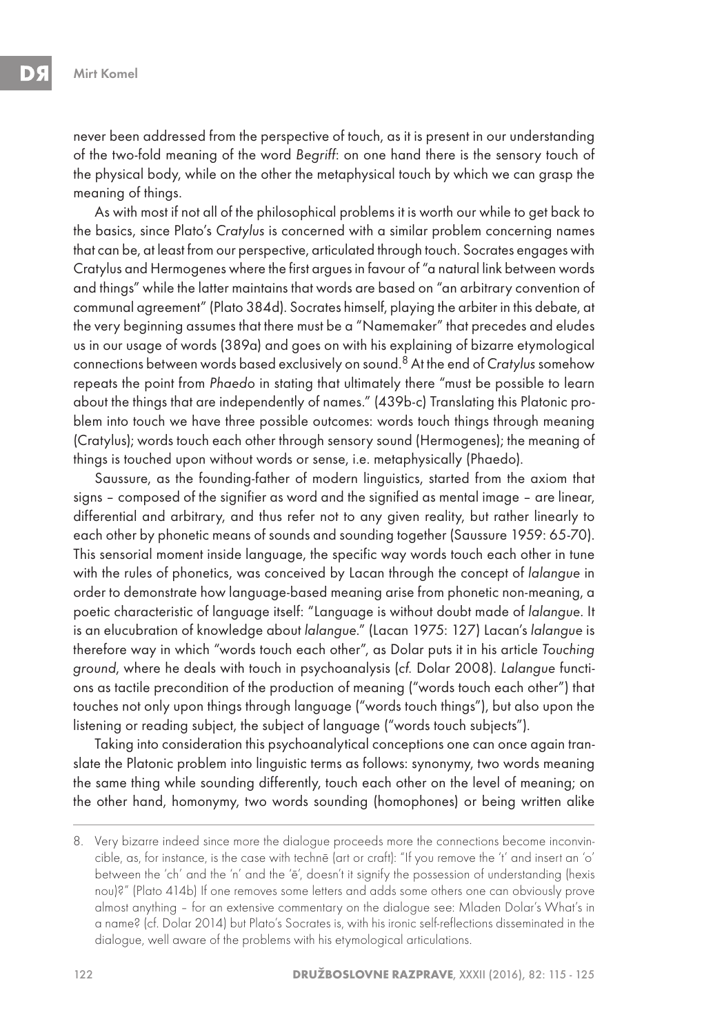never been addressed from the perspective of touch, as it is present in our understanding of the two-fold meaning of the word *Begriff*: on one hand there is the sensory touch of the physical body, while on the other the metaphysical touch by which we can grasp the meaning of things.

As with most if not all of the philosophical problems it is worth our while to get back to the basics, since Plato's *Cratylus* is concerned with a similar problem concerning names that can be, at least from our perspective, articulated through touch. Socrates engages with Cratylus and Hermogenes where the first argues in favour of "a natural link between words and things" while the latter maintains that words are based on "an arbitrary convention of communal agreement" (Plato 384d). Socrates himself, playing the arbiter in this debate, at the very beginning assumes that there must be a "Namemaker" that precedes and eludes us in our usage of words (389a) and goes on with his explaining of bizarre etymological connections between words based exclusively on sound.[8] At the end of *Cratylus* somehow repeats the point from *Phaedo* in stating that ultimately there "must be possible to learn about the things that are independently of names." (439b-c) Translating this Platonic problem into touch we have three possible outcomes: words touch things through meaning (Cratylus); words touch each other through sensory sound (Hermogenes); the meaning of things is touched upon without words or sense, i.e. metaphysically (Phaedo).

Saussure, as the founding-father of modern linguistics, started from the axiom that signs – composed of the signifier as word and the signified as mental image – are linear, differential and arbitrary, and thus refer not to any given reality, but rather linearly to each other by phonetic means of sounds and sounding together (Saussure 1959: 65-70). This sensorial moment inside language, the specific way words touch each other in tune with the rules of phonetics, was conceived by Lacan through the concept of *lalangue* in order to demonstrate how language-based meaning arise from phonetic non-meaning, a poetic characteristic of language itself: "Language is without doubt made of *lalangue*. It is an elucubration of knowledge about *lalangue*." (Lacan 1975: 127) Lacan's *lalangue* is therefore way in which "words touch each other", as Dolar puts it in his article *Touching ground*, where he deals with touch in psychoanalysis (*cf.* Dolar 2008). *Lalangue* functions as tactile precondition of the production of meaning ("words touch each other") that touches not only upon things through language ("words touch things"), but also upon the listening or reading subject, the subject of language ("words touch subjects").

Taking into consideration this psychoanalytical conceptions one can once again translate the Platonic problem into linguistic terms as follows: synonymy, two words meaning the same thing while sounding differently, touch each other on the level of meaning; on the other hand, homonymy, two words sounding (homophones) or being written alike

---

8. Very bizarre indeed since more the dialogue proceeds more the connections become inconvincible, as, for instance, is the case with technē (art or craft): "If you remove the 't' and insert an 'o' between the 'ch' and the 'n' and the 'ē', doesn't it signify the possession of understanding (hexis nou)?" (Plato 414b) If one removes some letters and adds some others one can obviously prove almost anything – for an extensive commentary on the dialogue see: Mladen Dolar's What's in a name? (cf. Dolar 2014) but Plato's Socrates is, with his ironic self-reflections disseminated in the dialogue, well aware of the problems with his etymological articulations.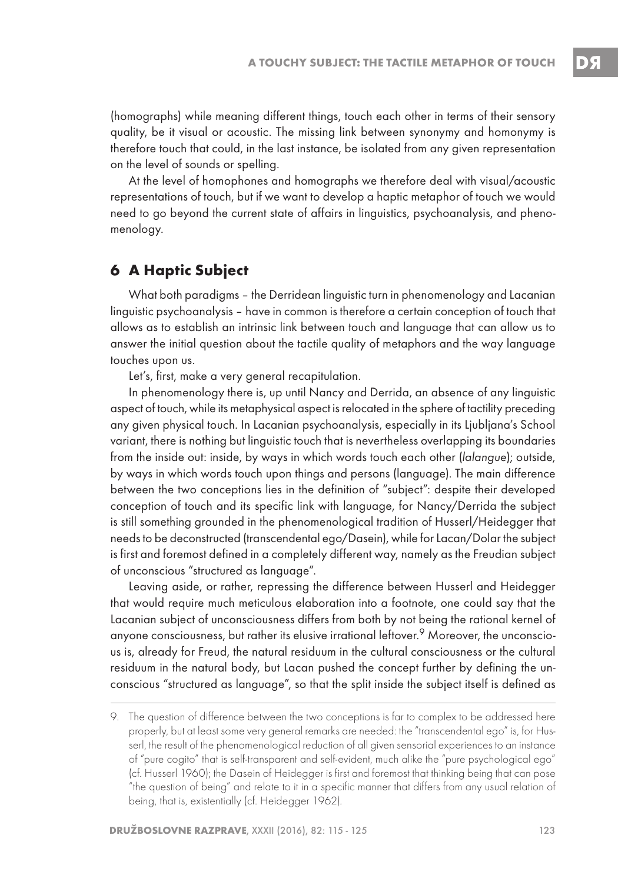(homographs) while meaning different things, touch each other in terms of their sensory quality, be it visual or acoustic. The missing link between synonymy and homonymy is therefore touch that could, in the last instance, be isolated from any given representation on the level of sounds or spelling.

At the level of homophones and homographs we therefore deal with visual/acoustic representations of touch, but if we want to develop a haptic metaphor of touch we would need to go beyond the current state of affairs in linguistics, psychoanalysis, and phenomenology.

## 6 A Haptic Subject

What both paradigms – the Derridean linguistic turn in phenomenology and Lacanian linguistic psychoanalysis – have in common is therefore a certain conception of touch that allows as to establish an intrinsic link between touch and language that can allow us to answer the initial question about the tactile quality of metaphors and the way language touches upon us.

Let's, first, make a very general recapitulation.

In phenomenology there is, up until Nancy and Derrida, an absence of any linguistic aspect of touch, while its metaphysical aspect is relocated in the sphere of tactility preceding any given physical touch. In Lacanian psychoanalysis, especially in its Ljubljana's School variant, there is nothing but linguistic touch that is nevertheless overlapping its boundaries from the inside out: inside, by ways in which words touch each other (*lalangue*); outside, by ways in which words touch upon things and persons (language). The main difference between the two conceptions lies in the definition of "subject": despite their developed conception of touch and its specific link with language, for Nancy/Derrida the subject is still something grounded in the phenomenological tradition of Husserl/Heidegger that needs to be deconstructed (transcendental ego/Dasein), while for Lacan/Dolar the subject is first and foremost defined in a completely different way, namely as the Freudian subject of unconscious "structured as language".

Leaving aside, or rather, repressing the difference between Husserl and Heidegger that would require much meticulous elaboration into a footnote, one could say that the Lacanian subject of unconsciousness differs from both by not being the rational kernel of anyone consciousness, but rather its elusive irrational leftover.[9] Moreover, the unconscious is, already for Freud, the natural residuum in the cultural consciousness or the cultural residuum in the natural body, but Lacan pushed the concept further by defining the unconscious "structured as language", so that the split inside the subject itself is defined as

---

9. The question of difference between the two conceptions is far to complex to be addressed here properly, but at least some very general remarks are needed: the "transcendental ego" is, for Husserl, the result of the phenomenological reduction of all given sensorial experiences to an instance of "pure cogito" that is self-transparent and self-evident, much alike the "pure psychological ego" (cf. Husserl 1960); the Dasein of Heidegger is first and foremost that thinking being that can pose "the question of being" and relate to it in a specific manner that differs from any usual relation of being, that is, existentially (cf. Heidegger 1962).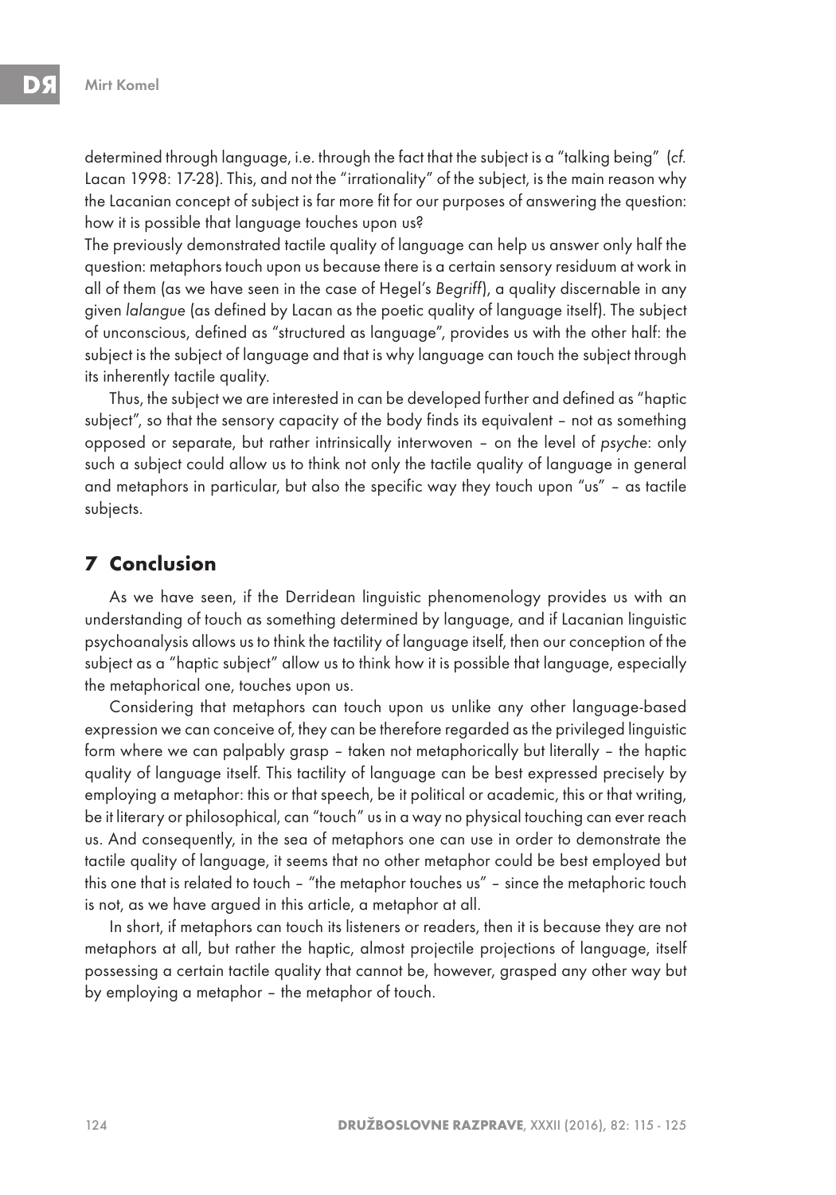determined through language, i.e. through the fact that the subject is a "talking being" (*cf.* Lacan 1998: 17-28). This, and not the "irrationality" of the subject, is the main reason why the Lacanian concept of subject is far more fit for our purposes of answering the question: how it is possible that language touches upon us?

The previously demonstrated tactile quality of language can help us answer only half the question: metaphors touch upon us because there is a certain sensory residuum at work in all of them (as we have seen in the case of Hegel's *Begriff*), a quality discernable in any given *lalangue* (as defined by Lacan as the poetic quality of language itself). The subject of unconscious, defined as "structured as language", provides us with the other half: the subject is the subject of language and that is why language can touch the subject through its inherently tactile quality.

Thus, the subject we are interested in can be developed further and defined as "haptic subject", so that the sensory capacity of the body finds its equivalent – not as something opposed or separate, but rather intrinsically interwoven – on the level of *psyche*: only such a subject could allow us to think not only the tactile quality of language in general and metaphors in particular, but also the specific way they touch upon "us" – as tactile subjects.

## 7 Conclusion

As we have seen, if the Derridean linguistic phenomenology provides us with an understanding of touch as something determined by language, and if Lacanian linguistic psychoanalysis allows us to think the tactility of language itself, then our conception of the subject as a "haptic subject" allow us to think how it is possible that language, especially the metaphorical one, touches upon us.

Considering that metaphors can touch upon us unlike any other language-based expression we can conceive of, they can be therefore regarded as the privileged linguistic form where we can palpably grasp – taken not metaphorically but literally – the haptic quality of language itself. This tactility of language can be best expressed precisely by employing a metaphor: this or that speech, be it political or academic, this or that writing, be it literary or philosophical, can "touch" us in a way no physical touching can ever reach us. And consequently, in the sea of metaphors one can use in order to demonstrate the tactile quality of language, it seems that no other metaphor could be best employed but this one that is related to touch – "the metaphor touches us" – since the metaphoric touch is not, as we have argued in this article, a metaphor at all.

In short, if metaphors can touch its listeners or readers, then it is because they are not metaphors at all, but rather the haptic, almost projectile projections of language, itself possessing a certain tactile quality that cannot be, however, grasped any other way but by employing a metaphor – the metaphor of touch.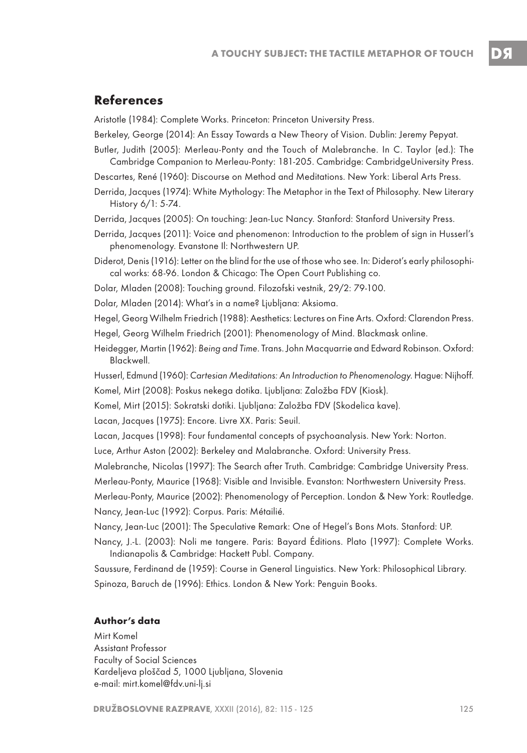## References

Aristotle (1984): Complete Works. Princeton: Princeton University Press.

Berkeley, George (2014): An Essay Towards a New Theory of Vision. Dublin: Jeremy Pepyat.

Butler, Judith (2005): Merleau-Ponty and the Touch of Malebranche. In C. Taylor (ed.): The Cambridge Companion to Merleau-Ponty: 181-205. Cambridge: CambridgeUniversity Press.

Descartes, René (1960): Discourse on Method and Meditations. New York: Liberal Arts Press.

Derrida, Jacques (1974): White Mythology: The Metaphor in the Text of Philosophy. New Literary History 6/1: 5-74.

Derrida, Jacques (2005): On touching: Jean-Luc Nancy. Stanford: Stanford University Press.

Derrida, Jacques (2011): Voice and phenomenon: Introduction to the problem of sign in Husserl's phenomenology. Evanstone Il: Northwestern UP.

Diderot, Denis (1916): Letter on the blind for the use of those who see. In: Diderot's early philosophical works: 68-96. London & Chicago: The Open Court Publishing co.

Dolar, Mladen (2008): Touching ground. Filozofski vestnik, 29/2: 79-100.

Dolar, Mladen (2014): What's in a name? Ljubljana: Aksioma.

Hegel, Georg Wilhelm Friedrich (1988): Aesthetics: Lectures on Fine Arts. Oxford: Clarendon Press.

Hegel, Georg Wilhelm Friedrich (2001): Phenomenology of Mind. Blackmask online.

Heidegger, Martin (1962): *Being and Time*. Trans. John Macquarrie and Edward Robinson. Oxford: Blackwell.

Husserl, Edmund (1960): *Cartesian Meditations: An Introduction to Phenomenology*. Hague: Nijhoff.

Komel, Mirt (2008): Poskus nekega dotika. Ljubljana: Založba FDV (Kiosk).

Komel, Mirt (2015): Sokratski dotiki. Ljubljana: Založba FDV (Skodelica kave).

Lacan, Jacques (1975): Encore. Livre XX. Paris: Seuil.

Lacan, Jacques (1998): Four fundamental concepts of psychoanalysis. New York: Norton.

Luce, Arthur Aston (2002): Berkeley and Malabranche. Oxford: University Press.

Malebranche, Nicolas (1997): The Search after Truth. Cambridge: Cambridge University Press.

Merleau-Ponty, Maurice (1968): Visible and Invisible. Evanston: Northwestern University Press.

Merleau-Ponty, Maurice (2002): Phenomenology of Perception. London & New York: Routledge.

Nancy, Jean-Luc (1992): Corpus. Paris: Métailié.

Nancy, Jean-Luc (2001): The Speculative Remark: One of Hegel's Bons Mots. Stanford: UP.

Nancy, J.-L. (2003): Noli me tangere. Paris: Bayard Éditions. Plato (1997): Complete Works. Indianapolis & Cambridge: Hackett Publ. Company.

Saussure, Ferdinand de (1959): Course in General Linguistics. New York: Philosophical Library.

Spinoza, Baruch de (1996): Ethics. London & New York: Penguin Books.

### Author's data

Mirt Komel
Assistant Professor
Faculty of Social Sciences
Kardeljeva ploščad 5, 1000 Ljubljana, Slovenia
e-mail: mirt.komel@fdv.uni-lj.si